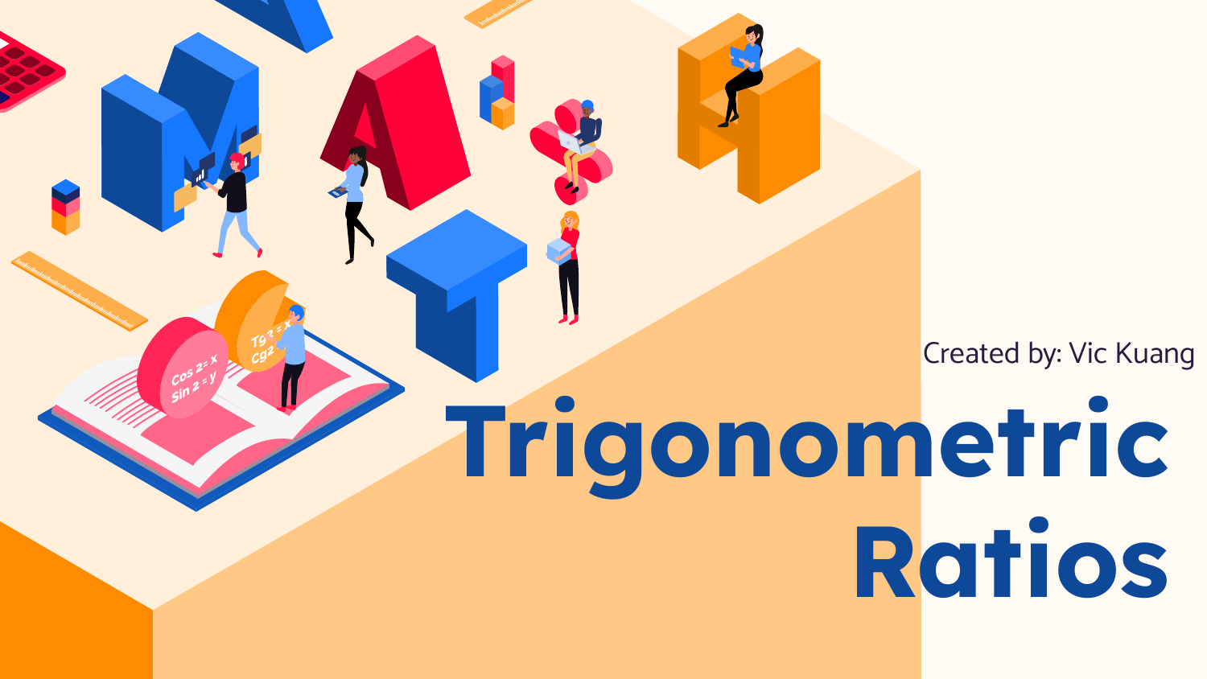Created by: Vic Kuang

# Trigonometric Ratios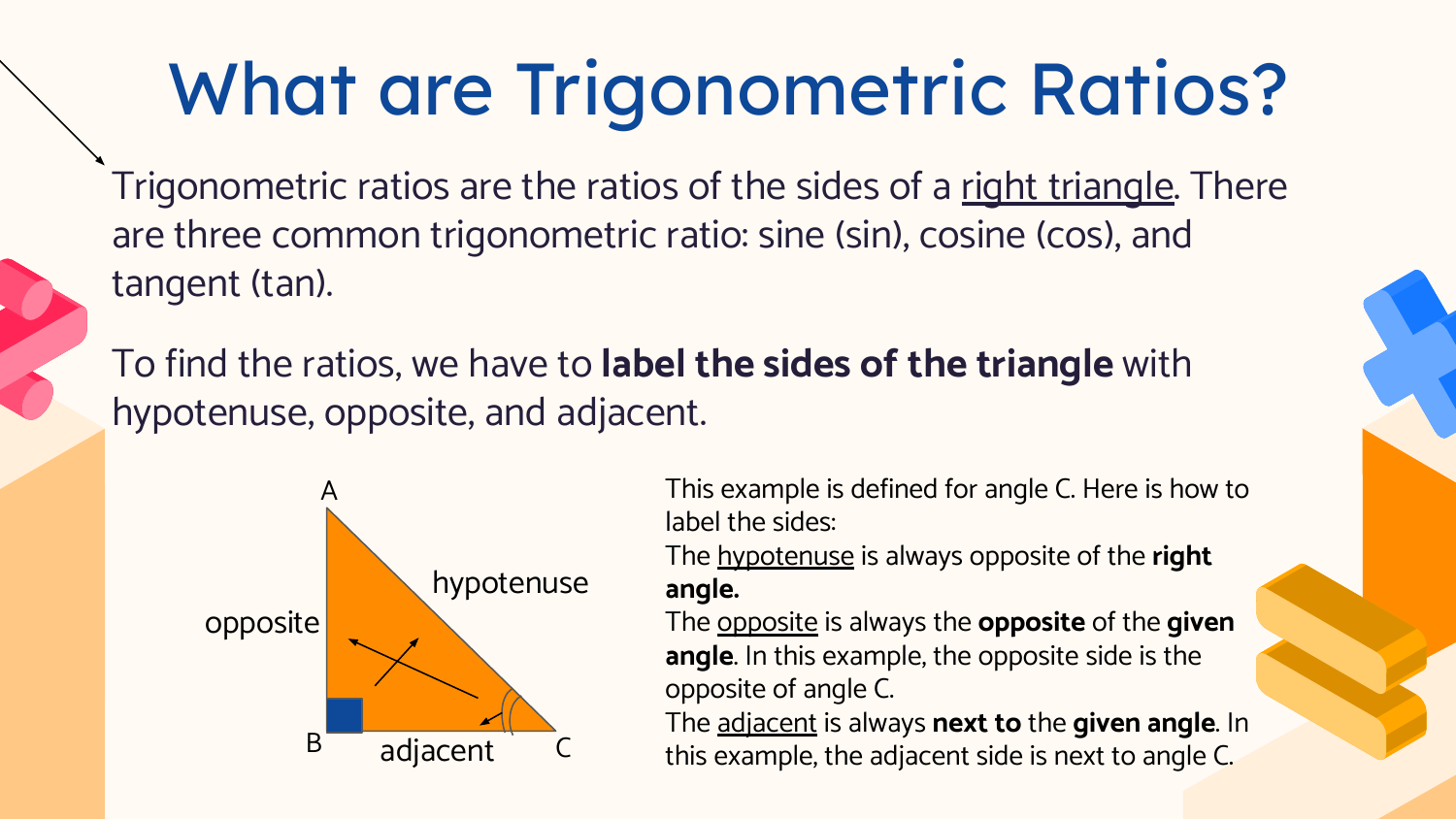# What are Trigonometric Ratios?

Trigonometric ratios are the ratios of the sides of a right triangle. There are three common trigonometric ratio: sine (sin), cosine (cos), and tangent (tan).

To find the ratios, we have to **label the sides of the triangle** with hypotenuse, opposite, and adjacent.

A

hypotenuse

opposite

B

adjacent

C

This example is defined for angle C. Here is how to label the sides:

The hypotenuse is always opposite of the **right angle.**

The opposite is always the **opposite** of the **given angle**. In this example, the opposite side is the opposite of angle C.

The adjacent is always **next to** the **given angle**. In this example, the adjacent side is next to angle C.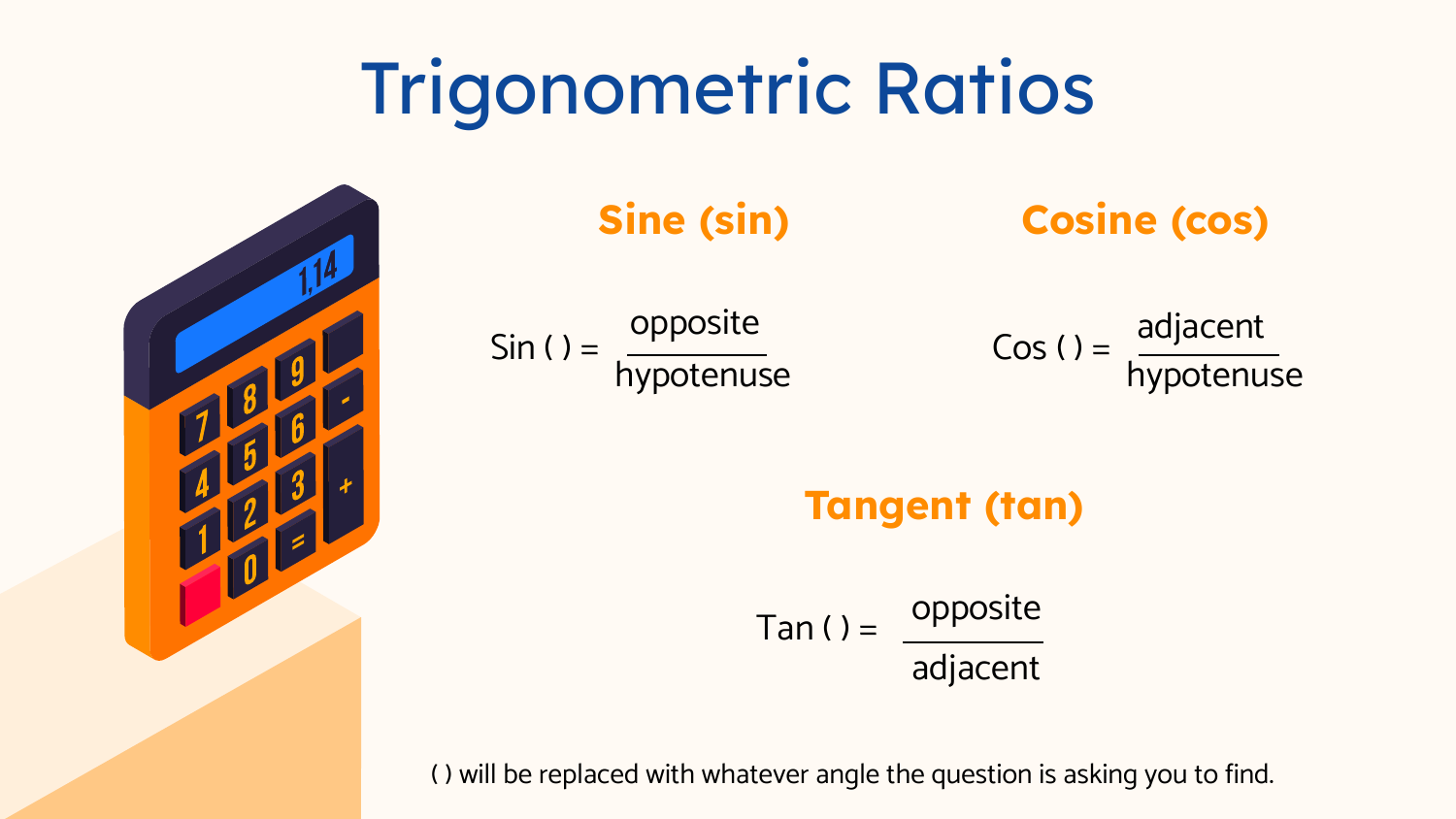# Trigonometric Ratios

## Sine (sin)

$$\text{Sin ( )} = \frac{\text{opposite}}{\text{hypotenuse}}$$

## Cosine (cos)

$$\text{Cos ( )} = \frac{\text{adjacent}}{\text{hypotenuse}}$$

## Tangent (tan)

$$\text{Tan ( )} = \frac{\text{opposite}}{\text{adjacent}}$$

( ) will be replaced with whatever angle the question is asking you to find.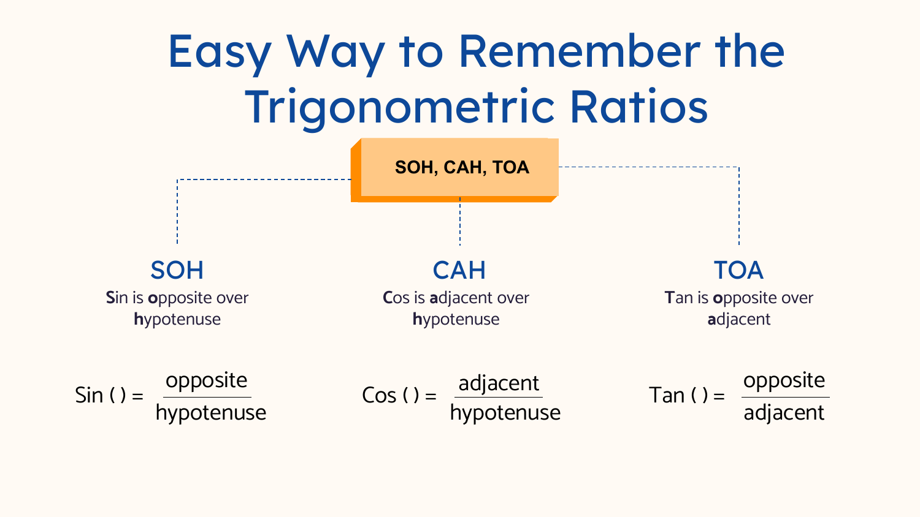# Easy Way to Remember the Trigonometric Ratios

**SOH, CAH, TOA**

## SOH

**S**in is **o**pposite over **h**ypotenuse

$$\text{Sin}\ (\ ) = \frac{\text{opposite}}{\text{hypotenuse}}$$

## CAH

**C**os is **a**djacent over **h**ypotenuse

$$\text{Cos}\ (\ ) = \frac{\text{adjacent}}{\text{hypotenuse}}$$

## TOA

**T**an is **o**pposite over **a**djacent

$$\text{Tan}\ (\ ) = \frac{\text{opposite}}{\text{adjacent}}$$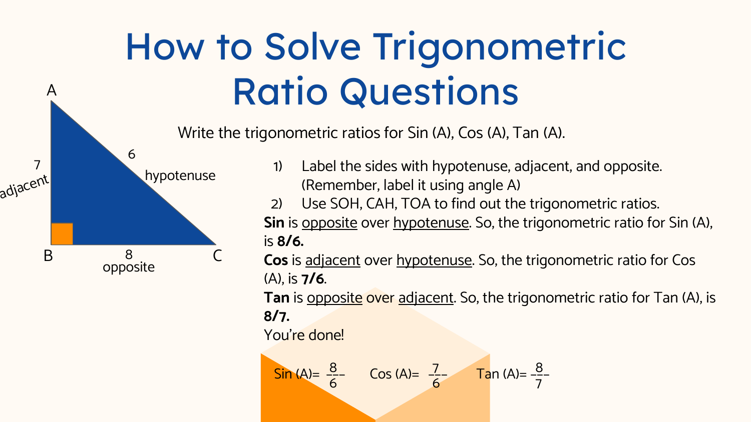# How to Solve Trigonometric Ratio Questions

A

7

adjacent

6

hypotenuse

B

8

opposite

C

Write the trigonometric ratios for Sin (A), Cos (A), Tan (A).

1) Label the sides with hypotenuse, adjacent, and opposite. (Remember, label it using angle A)
2) Use SOH, CAH, TOA to find out the trigonometric ratios.

**Sin** is opposite over hypotenuse. So, the trigonometric ratio for Sin (A), is **8/6.**

**Cos** is adjacent over hypotenuse. So, the trigonometric ratio for Cos (A), is **7/6**.

**Tan** is opposite over adjacent. So, the trigonometric ratio for Tan (A), is **8/7.**

You're done!

Sin (A)= $\frac{8}{6}$ Cos (A)= $\frac{7}{6}$ Tan (A)= $\frac{8}{7}$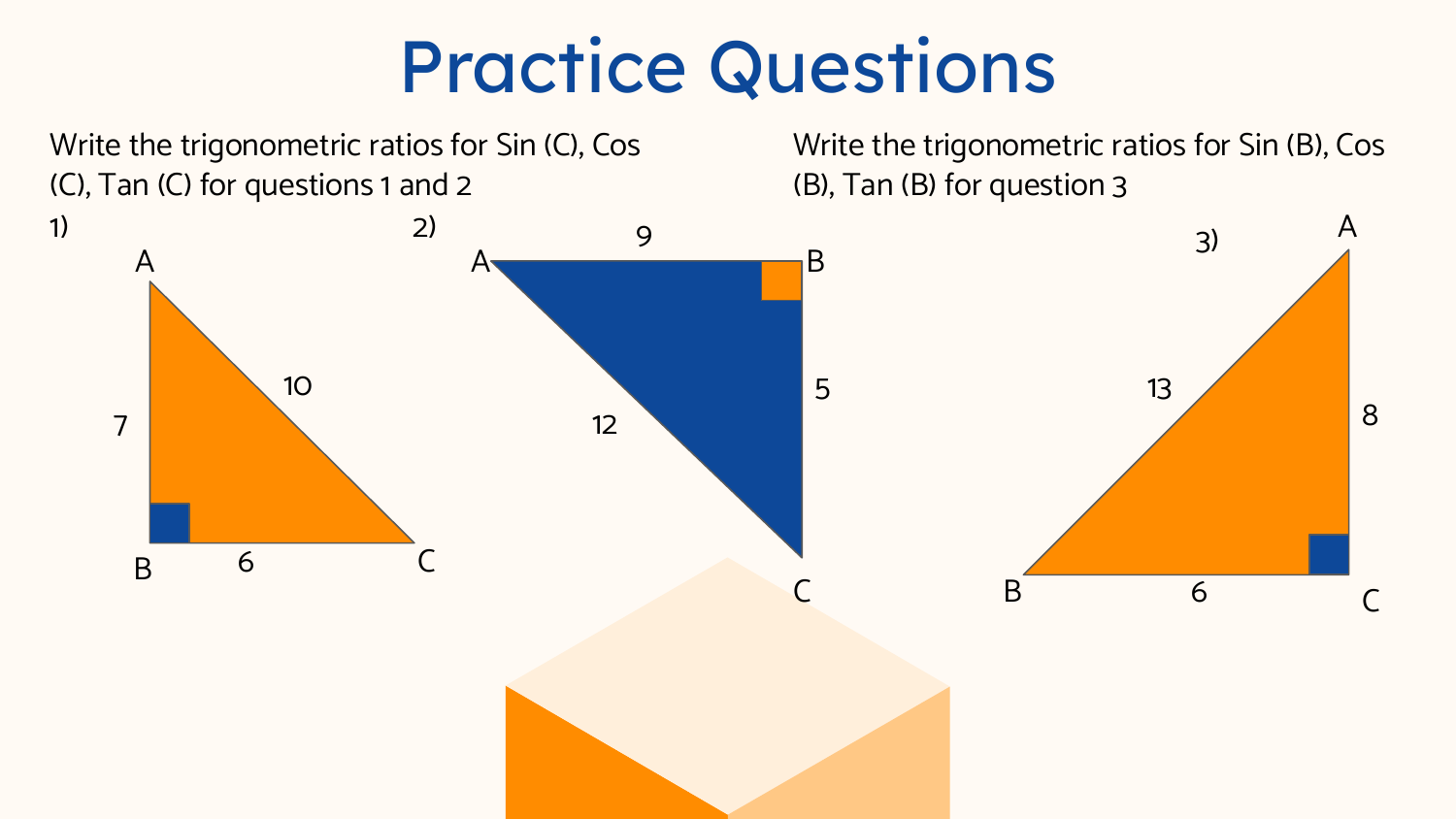# Practice Questions

Write the trigonometric ratios for Sin (C), Cos (C), Tan (C) for questions 1 and 2

Write the trigonometric ratios for Sin (B), Cos (B), Tan (B) for question 3

1)

A
7
10
B
6
C

2)

A
9
B
12
5
C

3)

A
13
8
B
6
C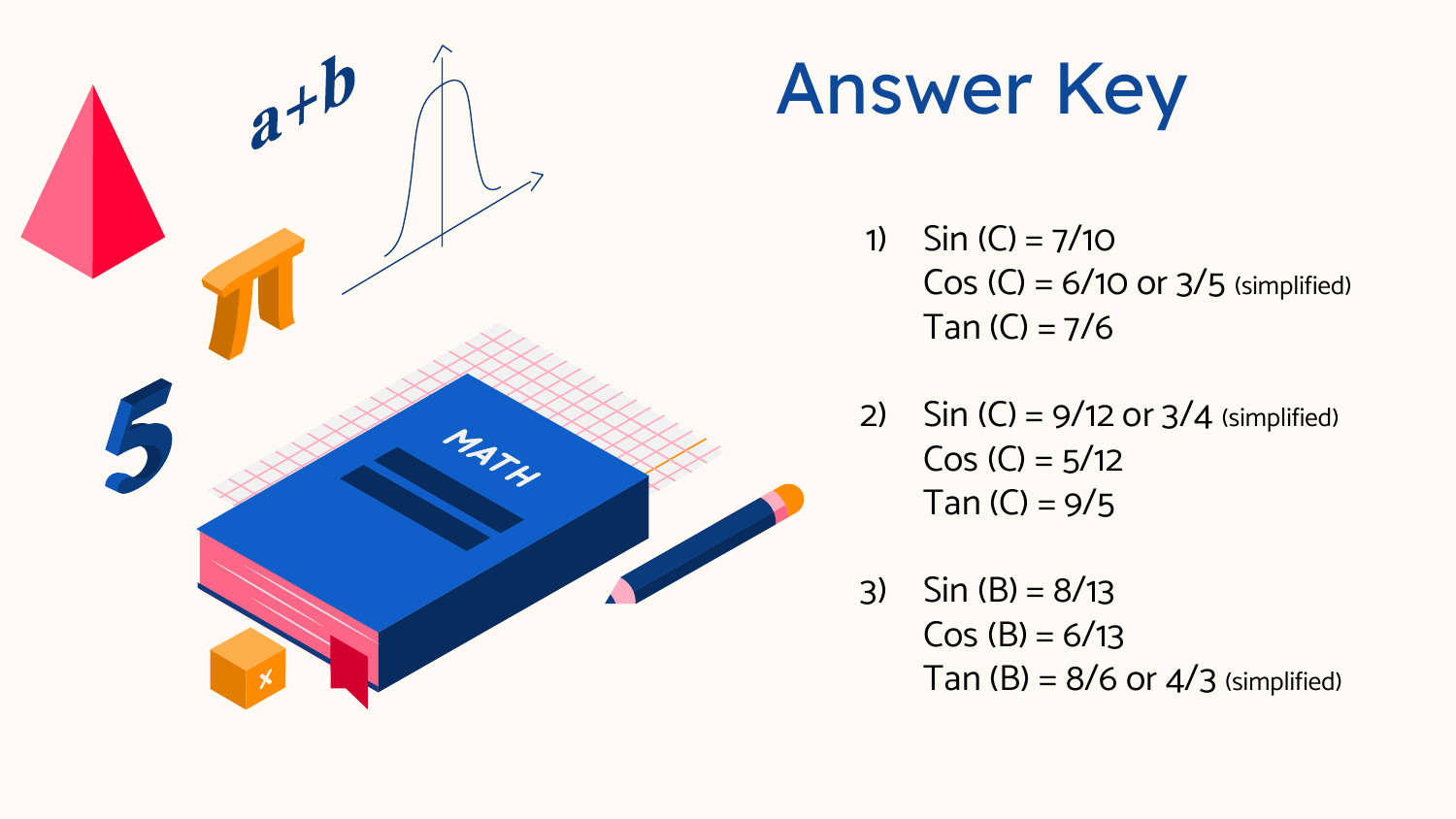# Answer Key

1) Sin (C) = 7/10
   Cos (C) = 6/10 or 3/5 (simplified)
   Tan (C) = 7/6

2) Sin (C) = 9/12 or 3/4 (simplified)
   Cos (C) = 5/12
   Tan (C) = 9/5

3) Sin (B) = 8/13
   Cos (B) = 6/13
   Tan (B) = 8/6 or 4/3 (simplified)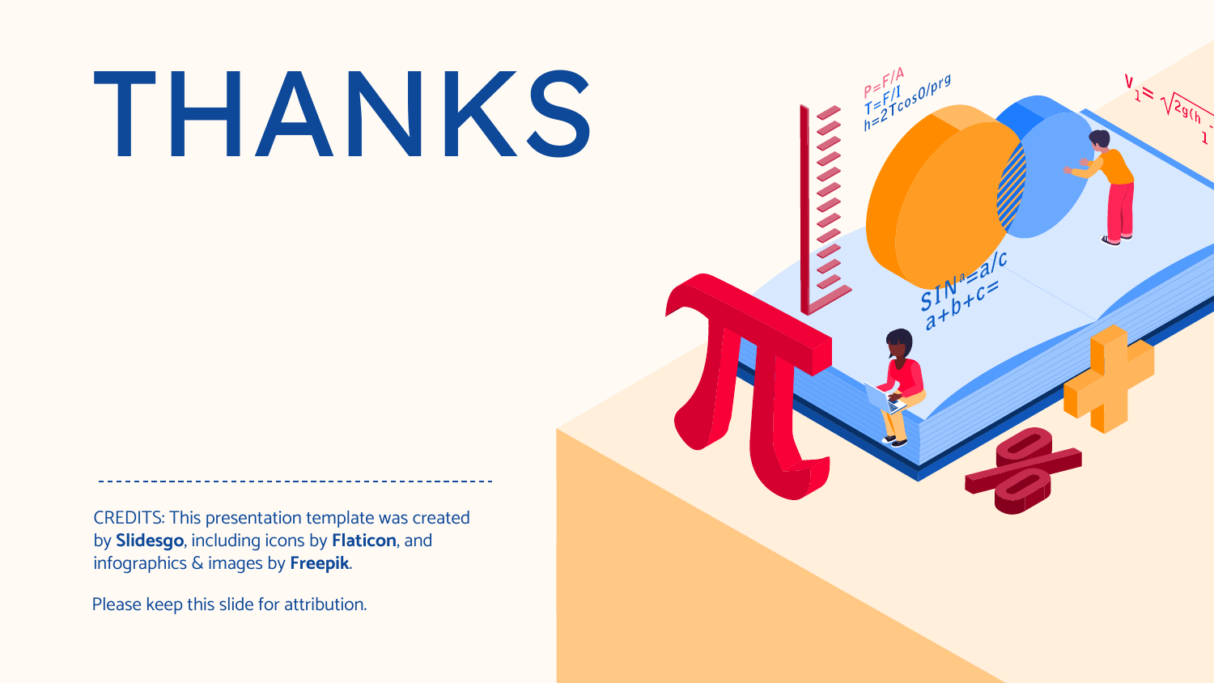# THANKS

CREDITS: This presentation template was created by **Slidesgo**, including icons by **Flaticon**, and infographics & images by **Freepik**.

Please keep this slide for attribution.